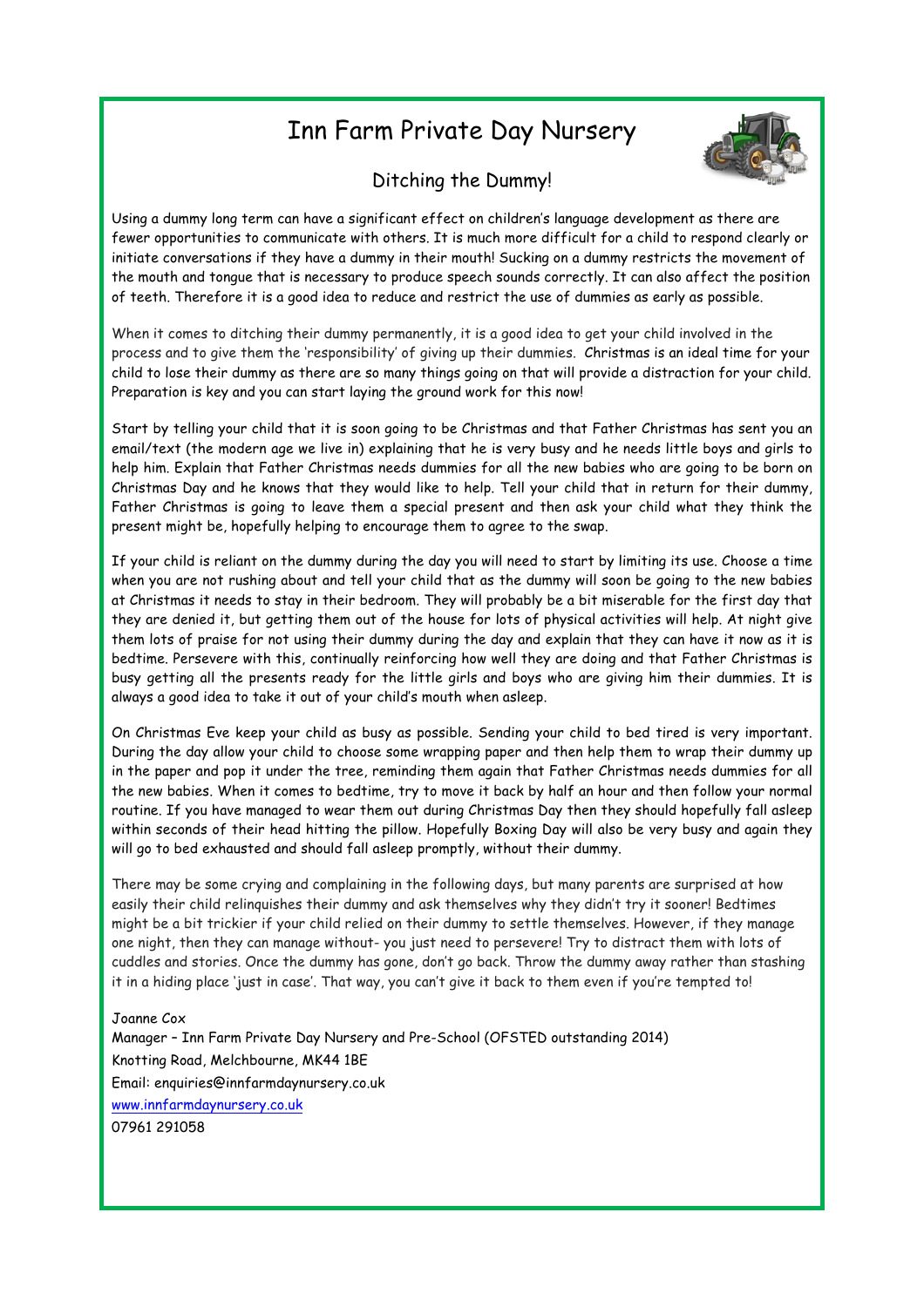# Inn Farm Private Day Nursery

## Ditching the Dummy!

Using a dummy long term can have a significant effect on children's language development as there are fewer opportunities to communicate with others. It is much more difficult for a child to respond clearly or initiate conversations if they have a dummy in their mouth! Sucking on a dummy restricts the movement of the mouth and tongue that is necessary to produce speech sounds correctly. It can also affect the position of teeth. Therefore it is a good idea to reduce and restrict the use of dummies as early as possible.

When it comes to ditching their dummy permanently, it is a good idea to get your child involved in the process and to give them the 'responsibility' of giving up their dummies. Christmas is an ideal time for your child to lose their dummy as there are so many things going on that will provide a distraction for your child. Preparation is key and you can start laying the ground work for this now!

Start by telling your child that it is soon going to be Christmas and that Father Christmas has sent you an email/text (the modern age we live in) explaining that he is very busy and he needs little boys and girls to help him. Explain that Father Christmas needs dummies for all the new babies who are going to be born on Christmas Day and he knows that they would like to help. Tell your child that in return for their dummy, Father Christmas is going to leave them a special present and then ask your child what they think the present might be, hopefully helping to encourage them to agree to the swap.

If your child is reliant on the dummy during the day you will need to start by limiting its use. Choose a time when you are not rushing about and tell your child that as the dummy will soon be going to the new babies at Christmas it needs to stay in their bedroom. They will probably be a bit miserable for the first day that they are denied it, but getting them out of the house for lots of physical activities will help. At night give them lots of praise for not using their dummy during the day and explain that they can have it now as it is bedtime. Persevere with this, continually reinforcing how well they are doing and that Father Christmas is busy getting all the presents ready for the little girls and boys who are giving him their dummies. It is always a good idea to take it out of your child's mouth when asleep.

On Christmas Eve keep your child as busy as possible. Sending your child to bed tired is very important. During the day allow your child to choose some wrapping paper and then help them to wrap their dummy up in the paper and pop it under the tree, reminding them again that Father Christmas needs dummies for all the new babies. When it comes to bedtime, try to move it back by half an hour and then follow your normal routine. If you have managed to wear them out during Christmas Day then they should hopefully fall asleep within seconds of their head hitting the pillow. Hopefully Boxing Day will also be very busy and again they will go to bed exhausted and should fall asleep promptly, without their dummy.

There may be some crying and complaining in the following days, but many parents are surprised at how easily their child relinquishes their dummy and ask themselves why they didn't try it sooner! Bedtimes might be a bit trickier if your child relied on their dummy to settle themselves. However, if they manage one night, then they can manage without- you just need to persevere! Try to distract them with lots of cuddles and stories. Once the dummy has gone, don't go back. Throw the dummy away rather than stashing it in a hiding place 'just in case'. That way, you can't give it back to them even if you're tempted to!

Joanne Cox
Manager – Inn Farm Private Day Nursery and Pre-School (OFSTED outstanding 2014)
Knotting Road, Melchbourne, MK44 1BE
Email: enquiries@innfarmdaynursery.co.uk
www.innfarmdaynursery.co.uk
07961 291058